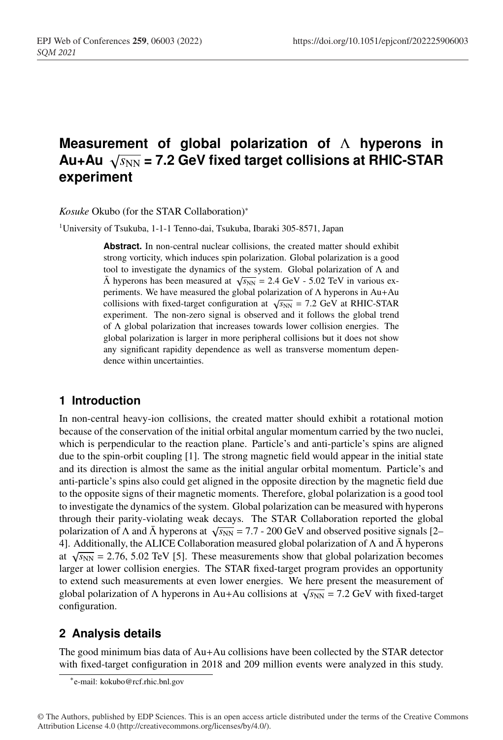# Measurement of global polarization of $\Lambda$ hyperons in Au+Au $\sqrt{s_{\rm NN}}$ = 7.2 GeV fixed target collisions at RHIC-STAR experiment

*Kosuke* Okubo (for the STAR Collaboration)[*]

[1]University of Tsukuba, 1-1-1 Tenno-dai, Tsukuba, Ibaraki 305-8571, Japan

**Abstract.** In non-central nuclear collisions, the created matter should exhibit strong vorticity, which induces spin polarization. Global polarization is a good tool to investigate the dynamics of the system. Global polarization of $\Lambda$ and $\bar{\Lambda}$ hyperons has been measured at $\sqrt{s_{\rm NN}}$ = 2.4 GeV - 5.02 TeV in various experiments. We have measured the global polarization of $\Lambda$ hyperons in Au+Au collisions with fixed-target configuration at $\sqrt{s_{\rm NN}}$ = 7.2 GeV at RHIC-STAR experiment. The non-zero signal is observed and it follows the global trend of $\Lambda$ global polarization that increases towards lower collision energies. The global polarization is larger in more peripheral collisions but it does not show any significant rapidity dependence as well as transverse momentum dependence within uncertainties.

## 1 Introduction

In non-central heavy-ion collisions, the created matter should exhibit a rotational motion because of the conservation of the initial orbital angular momentum carried by the two nuclei, which is perpendicular to the reaction plane. Particle's and anti-particle's spins are aligned due to the spin-orbit coupling [1]. The strong magnetic field would appear in the initial state and its direction is almost the same as the initial angular orbital momentum. Particle's and anti-particle's spins also could get aligned in the opposite direction by the magnetic field due to the opposite signs of their magnetic moments. Therefore, global polarization is a good tool to investigate the dynamics of the system. Global polarization can be measured with hyperons through their parity-violating weak decays. The STAR Collaboration reported the global polarization of $\Lambda$ and $\bar{\Lambda}$ hyperons at $\sqrt{s_{\rm NN}}$ = 7.7 - 200 GeV and observed positive signals [2–4]. Additionally, the ALICE Collaboration measured global polarization of $\Lambda$ and $\bar{\Lambda}$ hyperons at $\sqrt{s_{\rm NN}}$ = 2.76, 5.02 TeV [5]. These measurements show that global polarization becomes larger at lower collision energies. The STAR fixed-target program provides an opportunity to extend such measurements at even lower energies. We here present the measurement of global polarization of $\Lambda$ hyperons in Au+Au collisions at $\sqrt{s_{\rm NN}}$ = 7.2 GeV with fixed-target configuration.

## 2 Analysis details

The good minimum bias data of Au+Au collisions have been collected by the STAR detector with fixed-target configuration in 2018 and 209 million events were analyzed in this study.

[*]e-mail: kokubo@rcf.rhic.bnl.gov

© The Authors, published by EDP Sciences. This is an open access article distributed under the terms of the Creative Commons Attribution License 4.0 (http://creativecommons.org/licenses/by/4.0/).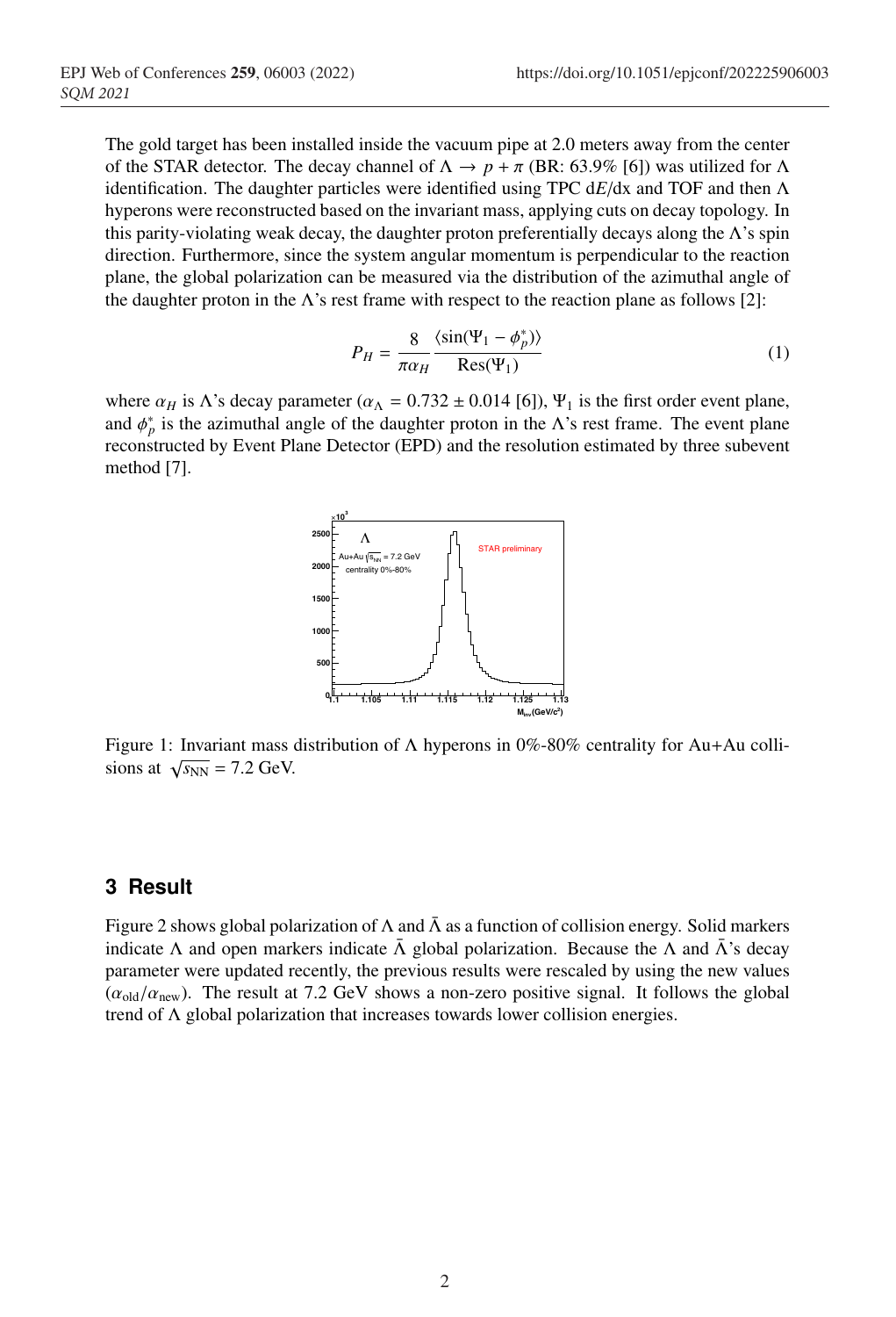The gold target has been installed inside the vacuum pipe at 2.0 meters away from the center of the STAR detector. The decay channel of $\Lambda \rightarrow p + \pi$ (BR: 63.9% [6]) was utilized for $\Lambda$ identification. The daughter particles were identified using TPC d$E$/dx and TOF and then $\Lambda$ hyperons were reconstructed based on the invariant mass, applying cuts on decay topology. In this parity-violating weak decay, the daughter proton preferentially decays along the $\Lambda$'s spin direction. Furthermore, since the system angular momentum is perpendicular to the reaction plane, the global polarization can be measured via the distribution of the azimuthal angle of the daughter proton in the $\Lambda$'s rest frame with respect to the reaction plane as follows [2]:

$$P_H = \frac{8}{\pi \alpha_H} \frac{\langle \sin(\Psi_1 - \phi_p^*) \rangle}{\mathrm{Res}(\Psi_1)} \tag{1}$$

where $\alpha_H$ is $\Lambda$'s decay parameter ($\alpha_\Lambda = 0.732 \pm 0.014$ [6]), $\Psi_1$ is the first order event plane, and $\phi_p^*$ is the azimuthal angle of the daughter proton in the $\Lambda$'s rest frame. The event plane reconstructed by Event Plane Detector (EPD) and the resolution estimated by three subevent method [7].

Figure 1: Invariant mass distribution of $\Lambda$ hyperons in 0%-80% centrality for Au+Au collisions at $\sqrt{s_{\mathrm{NN}}} = 7.2$ GeV.

## 3 Result

Figure 2 shows global polarization of $\Lambda$ and $\bar{\Lambda}$ as a function of collision energy. Solid markers indicate $\Lambda$ and open markers indicate $\bar{\Lambda}$ global polarization. Because the $\Lambda$ and $\bar{\Lambda}$'s decay parameter were updated recently, the previous results were rescaled by using the new values ($\alpha_{\mathrm{old}}/\alpha_{\mathrm{new}}$). The result at 7.2 GeV shows a non-zero positive signal. It follows the global trend of $\Lambda$ global polarization that increases towards lower collision energies.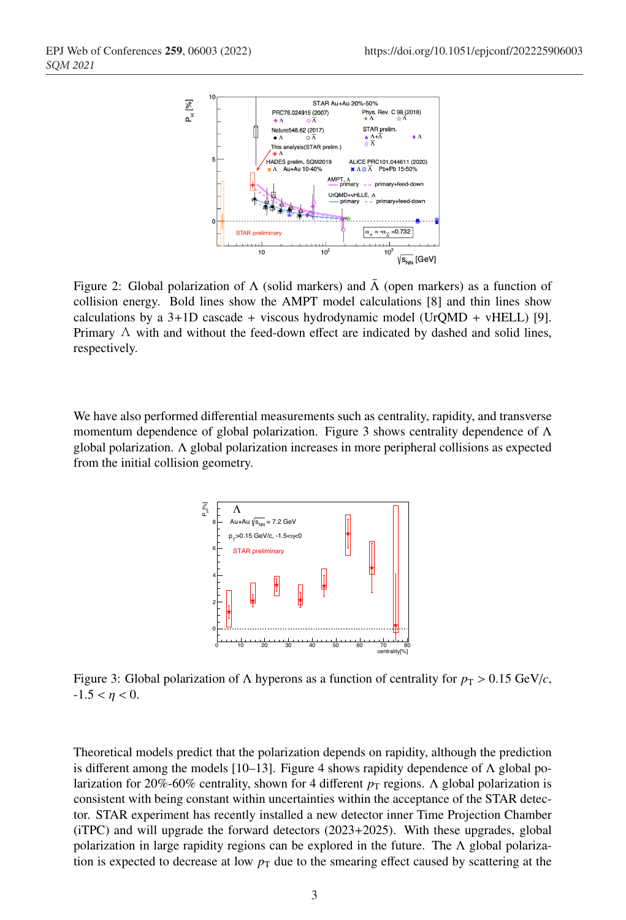Figure 2: Global polarization of $\Lambda$ (solid markers) and $\bar{\Lambda}$ (open markers) as a function of collision energy. Bold lines show the AMPT model calculations [8] and thin lines show calculations by a 3+1D cascade + viscous hydrodynamic model (UrQMD + vHELL) [9]. Primary $\Lambda$ with and without the feed-down effect are indicated by dashed and solid lines, respectively.

We have also performed differential measurements such as centrality, rapidity, and transverse momentum dependence of global polarization. Figure 3 shows centrality dependence of $\Lambda$ global polarization. $\Lambda$ global polarization increases in more peripheral collisions as expected from the initial collision geometry.

Figure 3: Global polarization of $\Lambda$ hyperons as a function of centrality for $p_T > 0.15$ GeV/$c$, -1.5 < $\eta$ < 0.

Theoretical models predict that the polarization depends on rapidity, although the prediction is different among the models [10–13]. Figure 4 shows rapidity dependence of $\Lambda$ global polarization for 20%-60% centrality, shown for 4 different $p_T$ regions. $\Lambda$ global polarization is consistent with being constant within uncertainties within the acceptance of the STAR detector. STAR experiment has recently installed a new detector inner Time Projection Chamber (iTPC) and will upgrade the forward detectors (2023+2025). With these upgrades, global polarization in large rapidity regions can be explored in the future. The $\Lambda$ global polarization is expected to decrease at low $p_T$ due to the smearing effect caused by scattering at the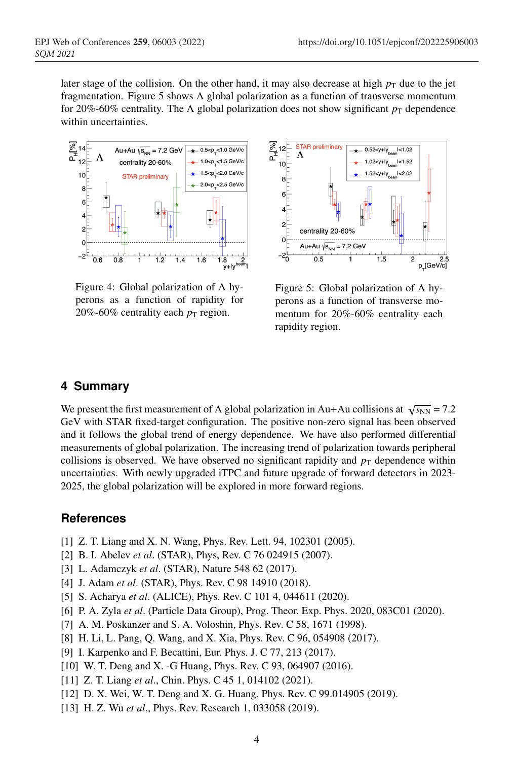later stage of the collision. On the other hand, it may also decrease at high $p_T$ due to the jet fragmentation. Figure 5 shows Λ global polarization as a function of transverse momentum for 20%-60% centrality. The Λ global polarization does not show significant $p_T$ dependence within uncertainties.

$P_H$[%]
Λ
Au+Au $\sqrt{s_{NN}}$ = 7.2 GeV
centrality 20-60%
STAR preliminary
0.5<$p_T$<1.0 GeV/c
1.0<$p_T$<1.5 GeV/c
1.5<$p_T$<2.0 GeV/c
2.0<$p_T$<2.5 GeV/c
$|y+y_{beam}|$

Figure 4: Global polarization of Λ hyperons as a function of rapidity for 20%-60% centrality each $p_T$ region.

$P_H$[%]
STAR preliminary
Λ
0.52<$|y+y_{beam}|$<1.02
1.02<$|y+y_{beam}|$<1.52
1.52<$|y+y_{beam}|$<2.02
centrality 20-60%
Au+Au $\sqrt{s_{NN}}$ = 7.2 GeV
$p_T$[GeV/c]

Figure 5: Global polarization of Λ hyperons as a function of transverse momentum for 20%-60% centrality each rapidity region.

## 4 Summary

We present the first measurement of Λ global polarization in Au+Au collisions at $\sqrt{s_{NN}} = 7.2$ GeV with STAR fixed-target configuration. The positive non-zero signal has been observed and it follows the global trend of energy dependence. We have also performed differential measurements of global polarization. The increasing trend of polarization towards peripheral collisions is observed. We have observed no significant rapidity and $p_T$ dependence within uncertainties. With newly upgraded iTPC and future upgrade of forward detectors in 2023-2025, the global polarization will be explored in more forward regions.

## References

[1] Z. T. Liang and X. N. Wang, Phys. Rev. Lett. 94, 102301 (2005).

[2] B. I. Abelev *et al*. (STAR), Phys, Rev. C 76 024915 (2007).

[3] L. Adamczyk *et al*. (STAR), Nature 548 62 (2017).

[4] J. Adam *et al*. (STAR), Phys. Rev. C 98 14910 (2018).

[5] S. Acharya *et al*. (ALICE), Phys. Rev. C 101 4, 044611 (2020).

[6] P. A. Zyla *et al*. (Particle Data Group), Prog. Theor. Exp. Phys. 2020, 083C01 (2020).

[7] A. M. Poskanzer and S. A. Voloshin, Phys. Rev. C 58, 1671 (1998).

[8] H. Li, L. Pang, Q. Wang, and X. Xia, Phys. Rev. C 96, 054908 (2017).

[9] I. Karpenko and F. Becattini, Eur. Phys. J. C 77, 213 (2017).

[10] W. T. Deng and X. -G Huang, Phys. Rev. C 93, 064907 (2016).

[11] Z. T. Liang *et al*., Chin. Phys. C 45 1, 014102 (2021).

[12] D. X. Wei, W. T. Deng and X. G. Huang, Phys. Rev. C 99.014905 (2019).

[13] H. Z. Wu *et al*., Phys. Rev. Research 1, 033058 (2019).